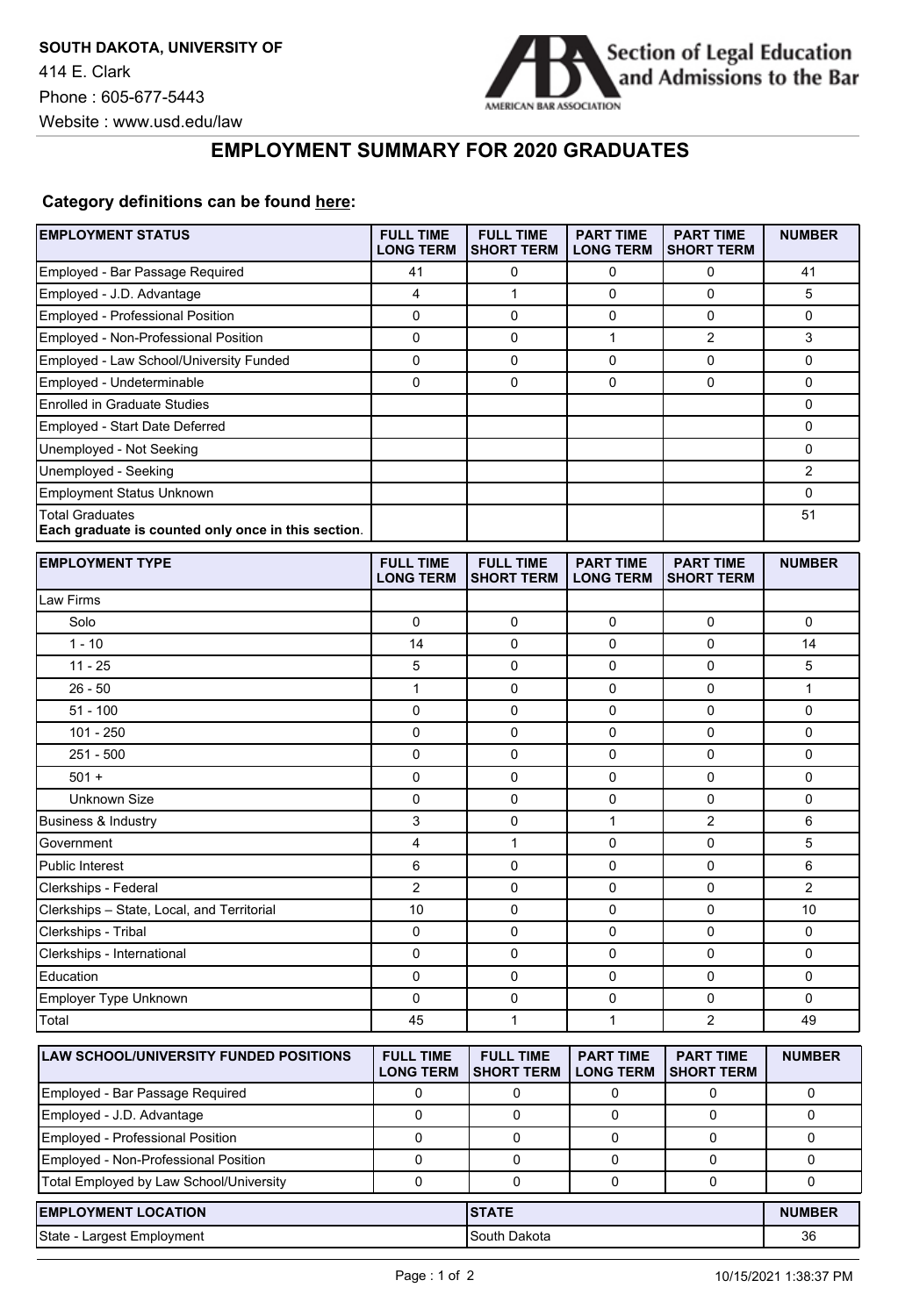**SOUTH DAKOTA, UNIVERSITY OF**
414 E. Clark
Phone : 605-677-5443
Website : www.usd.edu/law

Section of Legal Education and Admissions to the Bar
AMERICAN BAR ASSOCIATION

# EMPLOYMENT SUMMARY FOR 2020 GRADUATES

**Category definitions can be found here:**

| EMPLOYMENT STATUS | FULL TIME LONG TERM | FULL TIME SHORT TERM | PART TIME LONG TERM | PART TIME SHORT TERM | NUMBER |
|---|---|---|---|---|---|
| Employed - Bar Passage Required | 41 | 0 | 0 | 0 | 41 |
| Employed - J.D. Advantage | 4 | 1 | 0 | 0 | 5 |
| Employed - Professional Position | 0 | 0 | 0 | 0 | 0 |
| Employed - Non-Professional Position | 0 | 0 | 1 | 2 | 3 |
| Employed - Law School/University Funded | 0 | 0 | 0 | 0 | 0 |
| Employed - Undeterminable | 0 | 0 | 0 | 0 | 0 |
| Enrolled in Graduate Studies | | | | | 0 |
| Employed - Start Date Deferred | | | | | 0 |
| Unemployed - Not Seeking | | | | | 0 |
| Unemployed - Seeking | | | | | 2 |
| Employment Status Unknown | | | | | 0 |
| Total Graduates **Each graduate is counted only once in this section**. | | | | | 51 |

| EMPLOYMENT TYPE | FULL TIME LONG TERM | FULL TIME SHORT TERM | PART TIME LONG TERM | PART TIME SHORT TERM | NUMBER |
|---|---|---|---|---|---|
| Law Firms | | | | | |
| Solo | 0 | 0 | 0 | 0 | 0 |
| 1 - 10 | 14 | 0 | 0 | 0 | 14 |
| 11 - 25 | 5 | 0 | 0 | 0 | 5 |
| 26 - 50 | 1 | 0 | 0 | 0 | 1 |
| 51 - 100 | 0 | 0 | 0 | 0 | 0 |
| 101 - 250 | 0 | 0 | 0 | 0 | 0 |
| 251 - 500 | 0 | 0 | 0 | 0 | 0 |
| 501 + | 0 | 0 | 0 | 0 | 0 |
| Unknown Size | 0 | 0 | 0 | 0 | 0 |
| Business & Industry | 3 | 0 | 1 | 2 | 6 |
| Government | 4 | 1 | 0 | 0 | 5 |
| Public Interest | 6 | 0 | 0 | 0 | 6 |
| Clerkships - Federal | 2 | 0 | 0 | 0 | 2 |
| Clerkships – State, Local, and Territorial | 10 | 0 | 0 | 0 | 10 |
| Clerkships - Tribal | 0 | 0 | 0 | 0 | 0 |
| Clerkships - International | 0 | 0 | 0 | 0 | 0 |
| Education | 0 | 0 | 0 | 0 | 0 |
| Employer Type Unknown | 0 | 0 | 0 | 0 | 0 |
| Total | 45 | 1 | 1 | 2 | 49 |

| LAW SCHOOL/UNIVERSITY FUNDED POSITIONS | FULL TIME LONG TERM | FULL TIME SHORT TERM | PART TIME LONG TERM | PART TIME SHORT TERM | NUMBER |
|---|---|---|---|---|---|
| Employed - Bar Passage Required | 0 | 0 | 0 | 0 | 0 |
| Employed - J.D. Advantage | 0 | 0 | 0 | 0 | 0 |
| Employed - Professional Position | 0 | 0 | 0 | 0 | 0 |
| Employed - Non-Professional Position | 0 | 0 | 0 | 0 | 0 |
| Total Employed by Law School/University | 0 | 0 | 0 | 0 | 0 |

| EMPLOYMENT LOCATION | STATE | NUMBER |
|---|---|---|
| State - Largest Employment | South Dakota | 36 |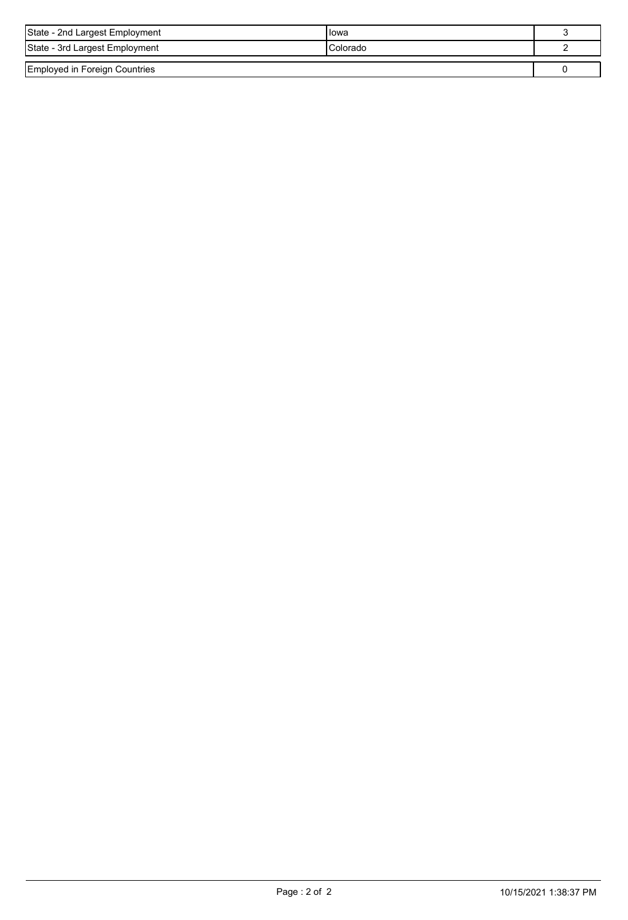| | | |
|---|---|---|
| State - 2nd Largest Employment | Iowa | 3 |
| State - 3rd Largest Employment | Colorado | 2 |

| | |
|---|---|
| Employed in Foreign Countries | 0 |